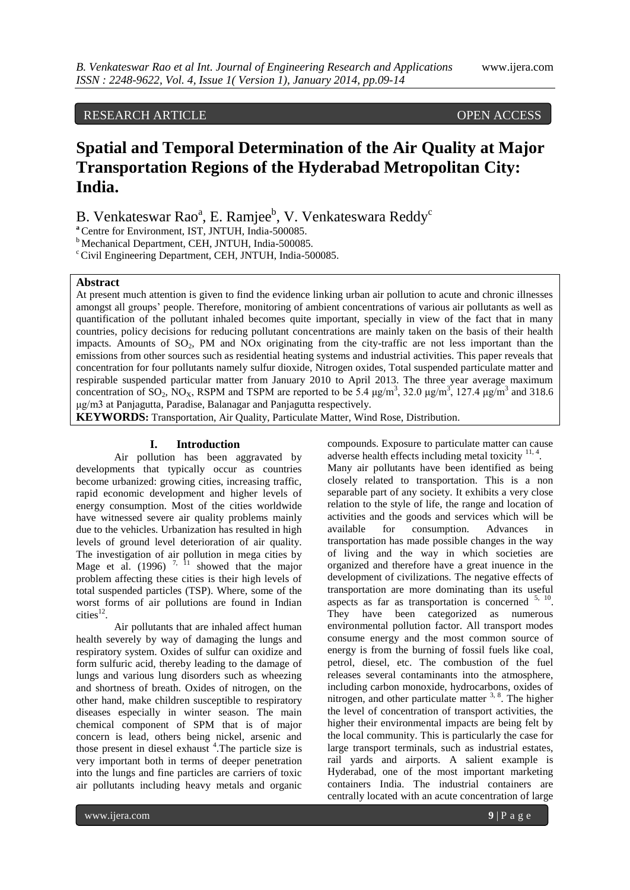RESEARCH ARTICLE OPEN ACCESS

# Spatial and Temporal Determination of the Air Quality at Major Transportation Regions of the Hyderabad Metropolitan City: India.

B. Venkateswar Rao[a], E. Ramjee[b], V. Venkateswara Reddy[c]

[a] Centre for Environment, IST, JNTUH, India-500085.
[b] Mechanical Department, CEH, JNTUH, India-500085.
[c] Civil Engineering Department, CEH, JNTUH, India-500085.

## Abstract

At present much attention is given to find the evidence linking urban air pollution to acute and chronic illnesses amongst all groups' people. Therefore, monitoring of ambient concentrations of various air pollutants as well as quantification of the pollutant inhaled becomes quite important, specially in view of the fact that in many countries, policy decisions for reducing pollutant concentrations are mainly taken on the basis of their health impacts. Amounts of $SO_2$, PM and NOx originating from the city-traffic are not less important than the emissions from other sources such as residential heating systems and industrial activities. This paper reveals that concentration for four pollutants namely sulfur dioxide, Nitrogen oxides, Total suspended particulate matter and respirable suspended particular matter from January 2010 to April 2013. The three year average maximum concentration of $SO_2$, $NO_X$, RSPM and TSPM are reported to be 5.4 μg/m$^3$, 32.0 μg/m$^3$, 127.4 μg/m$^3$ and 318.6 μg/m3 at Panjagutta, Paradise, Balanagar and Panjagutta respectively.

**KEYWORDS:** Transportation, Air Quality, Particulate Matter, Wind Rose, Distribution.

## I. Introduction

Air pollution has been aggravated by developments that typically occur as countries become urbanized: growing cities, increasing traffic, rapid economic development and higher levels of energy consumption. Most of the cities worldwide have witnessed severe air quality problems mainly due to the vehicles. Urbanization has resulted in high levels of ground level deterioration of air quality. The investigation of air pollution in mega cities by Mage et al. (1996) [7, 11] showed that the major problem affecting these cities is their high levels of total suspended particles (TSP). Where, some of the worst forms of air pollutions are found in Indian cities[12].

Air pollutants that are inhaled affect human health severely by way of damaging the lungs and respiratory system. Oxides of sulfur can oxidize and form sulfuric acid, thereby leading to the damage of lungs and various lung disorders such as wheezing and shortness of breath. Oxides of nitrogen, on the other hand, make children susceptible to respiratory diseases especially in winter season. The main chemical component of SPM that is of major concern is lead, others being nickel, arsenic and those present in diesel exhaust [4]. The particle size is very important both in terms of deeper penetration into the lungs and fine particles are carriers of toxic air pollutants including heavy metals and organic compounds. Exposure to particulate matter can cause adverse health effects including metal toxicity [11, 4].

Many air pollutants have been identified as being closely related to transportation. This is a non separable part of any society. It exhibits a very close relation to the style of life, the range and location of activities and the goods and services which will be available for consumption. Advances in transportation has made possible changes in the way of living and the way in which societies are organized and therefore have a great inuence in the development of civilizations. The negative effects of transportation are more dominating than its useful aspects as far as transportation is concerned [5, 10]. They have been categorized as numerous environmental pollution factor. All transport modes consume energy and the most common source of energy is from the burning of fossil fuels like coal, petrol, diesel, etc. The combustion of the fuel releases several contaminants into the atmosphere, including carbon monoxide, hydrocarbons, oxides of nitrogen, and other particulate matter [3, 8]. The higher the level of concentration of transport activities, the higher their environmental impacts are being felt by the local community. This is particularly the case for large transport terminals, such as industrial estates, rail yards and airports. A salient example is Hyderabad, one of the most important marketing containers India. The industrial containers are centrally located with an acute concentration of large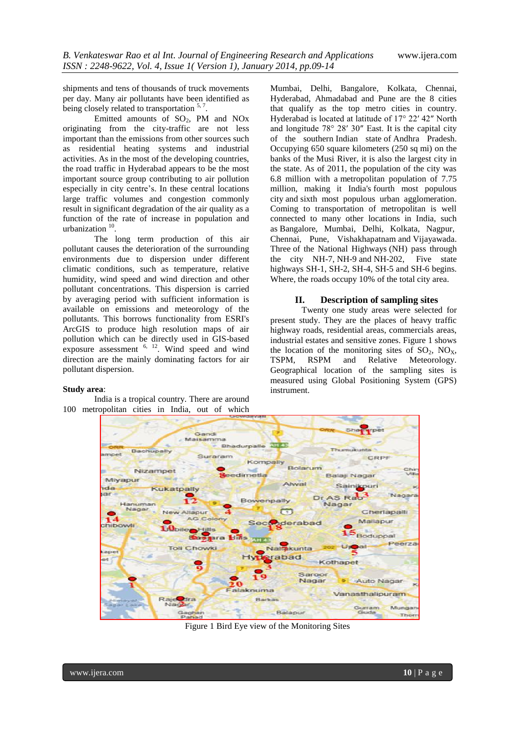shipments and tens of thousands of truck movements per day. Many air pollutants have been identified as being closely related to transportation [5, 7].

Emitted amounts of $SO_2$, PM and NOx originating from the city-traffic are not less important than the emissions from other sources such as residential heating systems and industrial activities. As in the most of the developing countries, the road traffic in Hyderabad appears to be the most important source group contributing to air pollution especially in city centre's. In these central locations large traffic volumes and congestion commonly result in significant degradation of the air quality as a function of the rate of increase in population and urbanization [10].

The long term production of this air pollutant causes the deterioration of the surrounding environments due to dispersion under different climatic conditions, such as temperature, relative humidity, wind speed and wind direction and other pollutant concentrations. This dispersion is carried by averaging period with sufficient information is available on emissions and meteorology of the pollutants. This borrows functionality from ESRI's ArcGIS to produce high resolution maps of air pollution which can be directly used in GIS-based exposure assessment [6, 12]. Wind speed and wind direction are the mainly dominating factors for air pollutant dispersion.

**Study area**:

India is a tropical country. There are around 100 metropolitan cities in India, out of which Mumbai, Delhi, Bangalore, Kolkata, Chennai, Hyderabad, Ahmadabad and Pune are the 8 cities that qualify as the top metro cities in country. Hyderabad is located at latitude of 17° 22′ 42″ North and longitude 78° 28′ 30″ East. It is the capital city of the southern Indian state of Andhra Pradesh. Occupying 650 square kilometers (250 sq mi) on the banks of the Musi River, it is also the largest city in the state. As of 2011, the population of the city was 6.8 million with a metropolitan population of 7.75 million, making it India's fourth most populous city and sixth most populous urban agglomeration. Coming to transportation of metropolitan is well connected to many other locations in India, such as Bangalore, Mumbai, Delhi, Kolkata, Nagpur, Chennai, Pune, Vishakhapatnam and Vijayawada. Three of the National Highways (NH) pass through the city NH-7, NH-9 and NH-202, Five state highways SH-1, SH-2, SH-4, SH-5 and SH-6 begins. Where, the roads occupy 10% of the total city area.

## II. Description of sampling sites

Twenty one study areas were selected for present study. They are the places of heavy traffic highway roads, residential areas, commercials areas, industrial estates and sensitive zones. Figure 1 shows the location of the monitoring sites of $SO_2$, $NO_X$, TSPM, RSPM and Relative Meteorology. Geographical location of the sampling sites is measured using Global Positioning System (GPS) instrument.

Figure 1 Bird Eye view of the Monitoring Sites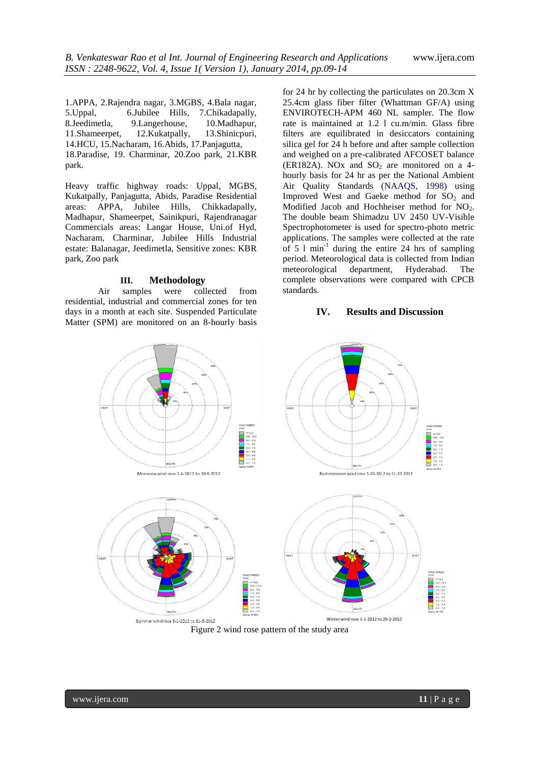1.APPA, 2.Rajendra nagar, 3.MGBS, 4.Bala nagar, 5.Uppal, 6.Jubilee Hills, 7.Chikadapally, 8.Jeedimetla, 9.Langerhouse, 10.Madhapur, 11.Shameerpet, 12.Kukatpally, 13.Shinicpuri, 14.HCU, 15.Nacharam, 16.Abids, 17.Panjagutta, 18.Paradise, 19. Charminar, 20.Zoo park, 21.KBR park.

Heavy traffic highway roads: Uppal, MGBS, Kukatpally, Panjagutta, Abids, Paradise Residential areas: APPA, Jubilee Hills, Chikkadapally, Madhapur, Shameerpet, Sainikpuri, Rajendranagar Commercials areas: Langar House, Uni.of Hyd, Nacharam, Charminar, Jubilee Hills Industrial estate: Balanagar, Jeedimetla, Sensitive zones: KBR park, Zoo park

## III. Methodology

Air samples were collected from residential, industrial and commercial zones for ten days in a month at each site. Suspended Particulate Matter (SPM) are monitored on an 8-hourly basis for 24 hr by collecting the particulates on 20.3cm X 25.4cm glass fiber filter (Whattman GF/A) using ENVIROTECH-APM 460 NL sampler. The flow rate is maintained at 1.2 l cu.m/min. Glass fibre filters are equilibrated in desiccators containing silica gel for 24 h before and after sample collection and weighed on a pre-calibrated AFCOSET balance (ER182A). NOx and $SO_2$ are monitored on a 4-hourly basis for 24 hr as per the National Ambient Air Quality Standards (NAAQS, 1998) using Improved West and Gaeke method for $SO_2$ and Modified Jacob and Hochheiser method for $NO_2$. The double beam Shimadzu UV 2450 UV-Visible Spectrophotometer is used for spectro-photo metric applications. The samples were collected at the rate of 5 l $min^{-1}$ during the entire 24 hrs of sampling period. Meteorological data is collected from Indian meteorological department, Hyderabad. The complete observations were compared with CPCB standards.

## IV. Results and Discussion

Monsoon wind rose 1-6-2012 to 30-9 2012

Post monsoon wind rose 1-10-2012 to 31-12 2012

Summer wind rose 3-1-2012 to 31-5-2012

Winter wind rose 1-1-2012 to 29-2-2012

Figure 2 wind rose pattern of the study area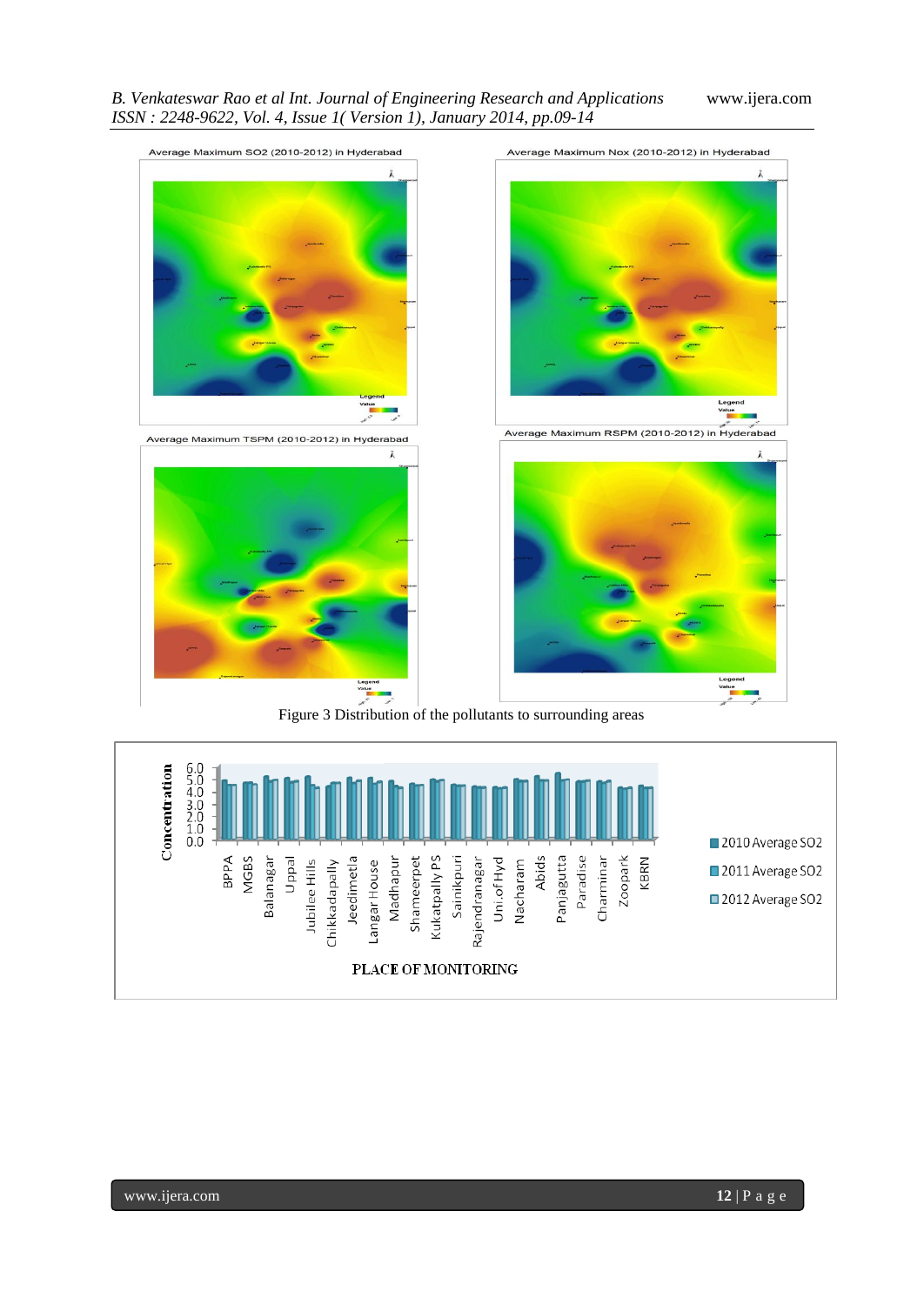Average Maximum SO2 (2010-2012) in Hyderabad

Average Maximum Nox (2010-2012) in Hyderabad

Average Maximum TSPM (2010-2012) in Hyderabad

Average Maximum RSPM (2010-2012) in Hyderabad

Figure 3 Distribution of the pollutants to surrounding areas

Concentration

PLACE OF MONITORING

2010 Average SO2

2011 Average SO2

2012 Average SO2

BPPA, MGBS, Balanagar, Uppal, Jubilee Hills, Chikkadapally, Jeedimetla, Langar House, Madhapur, Shameerpet, Kukatpally PS, Sainikpuri, Rajendranagar, Uni.of Hyd, Nacharam, Abids, Panjagutta, Paradise, Charminar, Zoopark, KBRN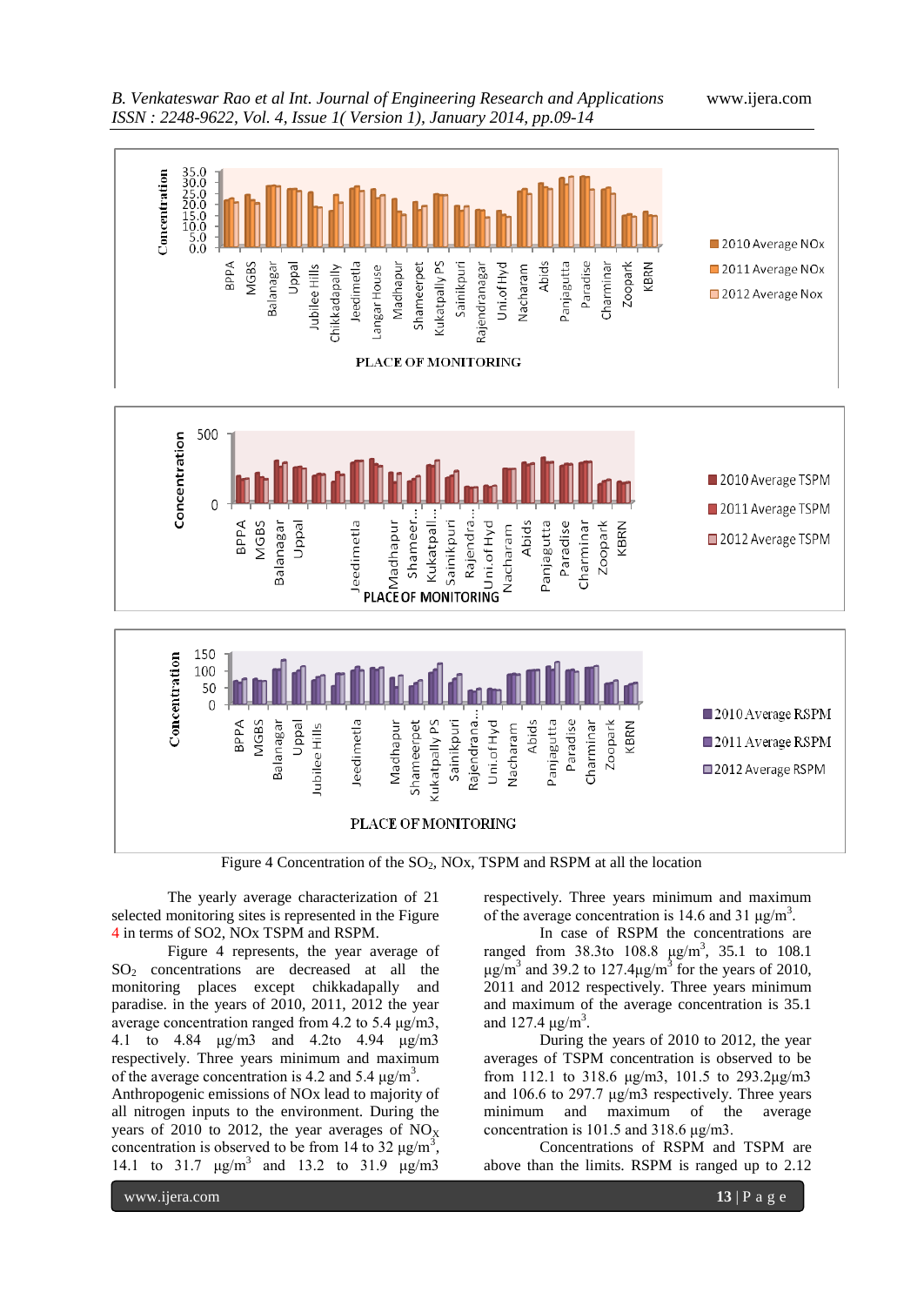Figure 4 Concentration of the $SO_2$, NOx, TSPM and RSPM at all the location

The yearly average characterization of 21 selected monitoring sites is represented in the Figure 4 in terms of SO2, NOx TSPM and RSPM.

Figure 4 represents, the year average of $SO_2$ concentrations are decreased at all the monitoring places except chikkadapally and paradise. in the years of 2010, 2011, 2012 the year average concentration ranged from 4.2 to 5.4 µg/m3, 4.1 to 4.84 µg/m3 and 4.2to 4.94 µg/m3 respectively. Three years minimum and maximum of the average concentration is 4.2 and 5.4 µg/$m^3$. Anthropogenic emissions of NOx lead to majority of all nitrogen inputs to the environment. During the years of 2010 to 2012, the year averages of $NO_X$ concentration is observed to be from 14 to 32 µg/$m^3$, 14.1 to 31.7 µg/$m^3$ and 13.2 to 31.9 µg/m3 respectively. Three years minimum and maximum of the average concentration is 14.6 and 31 µg/$m^3$.

In case of RSPM the concentrations are ranged from 38.3to 108.8 µg/$m^3$, 35.1 to 108.1 µg/$m^3$ and 39.2 to 127.4µg/$m^3$ for the years of 2010, 2011 and 2012 respectively. Three years minimum and maximum of the average concentration is 35.1 and 127.4 µg/$m^3$.

During the years of 2010 to 2012, the year averages of TSPM concentration is observed to be from 112.1 to 318.6 µg/m3, 101.5 to 293.2µg/m3 and 106.6 to 297.7 µg/m3 respectively. Three years minimum and maximum of the average concentration is 101.5 and 318.6 µg/m3.

Concentrations of RSPM and TSPM are above than the limits. RSPM is ranged up to 2.12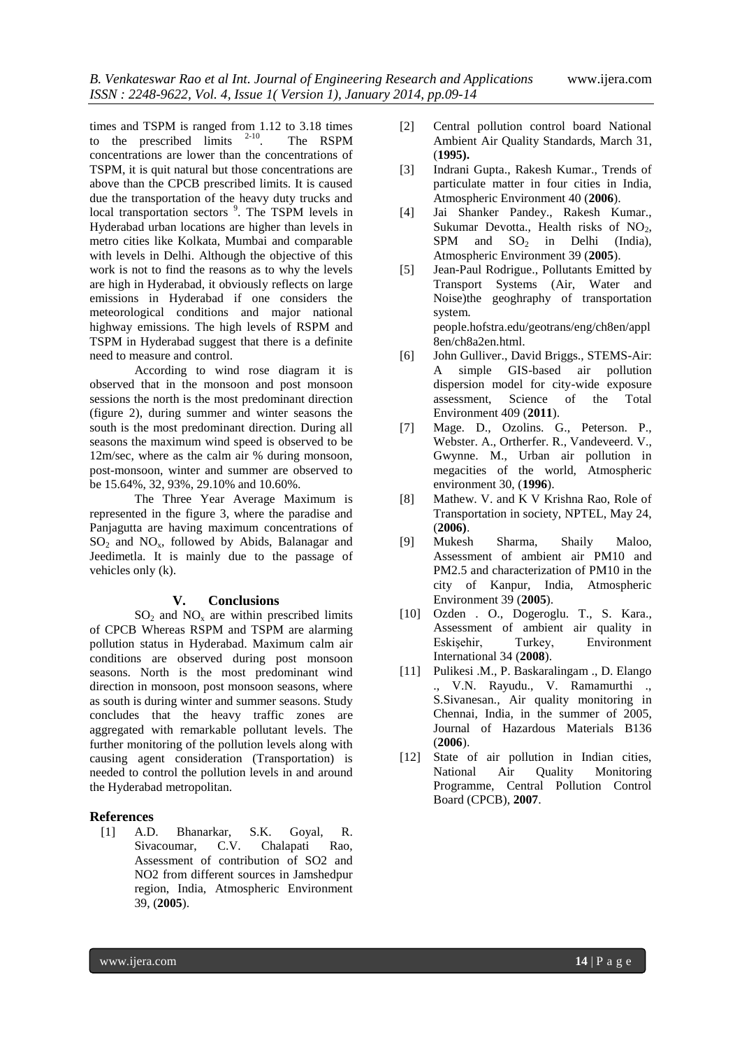times and TSPM is ranged from 1.12 to 3.18 times to the prescribed limits [2-10]. The RSPM concentrations are lower than the concentrations of TSPM, it is quit natural but those concentrations are above than the CPCB prescribed limits. It is caused due the transportation of the heavy duty trucks and local transportation sectors [9]. The TSPM levels in Hyderabad urban locations are higher than levels in metro cities like Kolkata, Mumbai and comparable with levels in Delhi. Although the objective of this work is not to find the reasons as to why the levels are high in Hyderabad, it obviously reflects on large emissions in Hyderabad if one considers the meteorological conditions and major national highway emissions. The high levels of RSPM and TSPM in Hyderabad suggest that there is a definite need to measure and control.

According to wind rose diagram it is observed that in the monsoon and post monsoon sessions the north is the most predominant direction (figure 2), during summer and winter seasons the south is the most predominant direction. During all seasons the maximum wind speed is observed to be 12m/sec, where as the calm air % during monsoon, post-monsoon, winter and summer are observed to be 15.64%, 32, 93%, 29.10% and 10.60%.

The Three Year Average Maximum is represented in the figure 3, where the paradise and Panjagutta are having maximum concentrations of $SO_2$ and $NO_x$, followed by Abids, Balanagar and Jeedimetla. It is mainly due to the passage of vehicles only (k).

## V. Conclusions

$SO_2$ and $NO_x$ are within prescribed limits of CPCB Whereas RSPM and TSPM are alarming pollution status in Hyderabad. Maximum calm air conditions are observed during post monsoon seasons. North is the most predominant wind direction in monsoon, post monsoon seasons, where as south is during winter and summer seasons. Study concludes that the heavy traffic zones are aggregated with remarkable pollutant levels. The further monitoring of the pollution levels along with causing agent consideration (Transportation) is needed to control the pollution levels in and around the Hyderabad metropolitan.

## References

[1] A.D. Bhanarkar, S.K. Goyal, R. Sivacoumar, C.V. Chalapati Rao, Assessment of contribution of SO2 and NO2 from different sources in Jamshedpur region, India, Atmospheric Environment 39, (**2005**).

[2] Central pollution control board National Ambient Air Quality Standards, March 31, (**1995).**

[3] Indrani Gupta., Rakesh Kumar., Trends of particulate matter in four cities in India, Atmospheric Environment 40 (**2006**).

[4] Jai Shanker Pandey., Rakesh Kumar., Sukumar Devotta., Health risks of $NO_2$, SPM and $SO_2$ in Delhi (India), Atmospheric Environment 39 (**2005**).

[5] Jean-Paul Rodrigue., Pollutants Emitted by Transport Systems (Air, Water and Noise)the geoghraphy of transportation system. people.hofstra.edu/geotrans/eng/ch8en/appl8en/ch8a2en.html.

[6] John Gulliver., David Briggs., STEMS-Air: A simple GIS-based air pollution dispersion model for city-wide exposure assessment, Science of the Total Environment 409 (**2011**).

[7] Mage. D., Ozolins. G., Peterson. P., Webster. A., Ortherfer. R., Vandeveerd. V., Gwynne. M., Urban air pollution in megacities of the world, Atmospheric environment 30, (**1996**).

[8] Mathew. V. and K V Krishna Rao, Role of Transportation in society, NPTEL, May 24, (**2006)**.

[9] Mukesh Sharma, Shaily Maloo, Assessment of ambient air PM10 and PM2.5 and characterization of PM10 in the city of Kanpur, India, Atmospheric Environment 39 (**2005**).

[10] Ozden . O., Dogeroglu. T., S. Kara., Assessment of ambient air quality in Eskişehir, Turkey, Environment International 34 (**2008**).

[11] Pulikesi .M., P. Baskaralingam ., D. Elango ., V.N. Rayudu., V. Ramamurthi ., S.Sivanesan., Air quality monitoring in Chennai, India, in the summer of 2005, Journal of Hazardous Materials B136 (**2006**).

[12] State of air pollution in Indian cities, National Air Quality Monitoring Programme, Central Pollution Control Board (CPCB), **2007**.